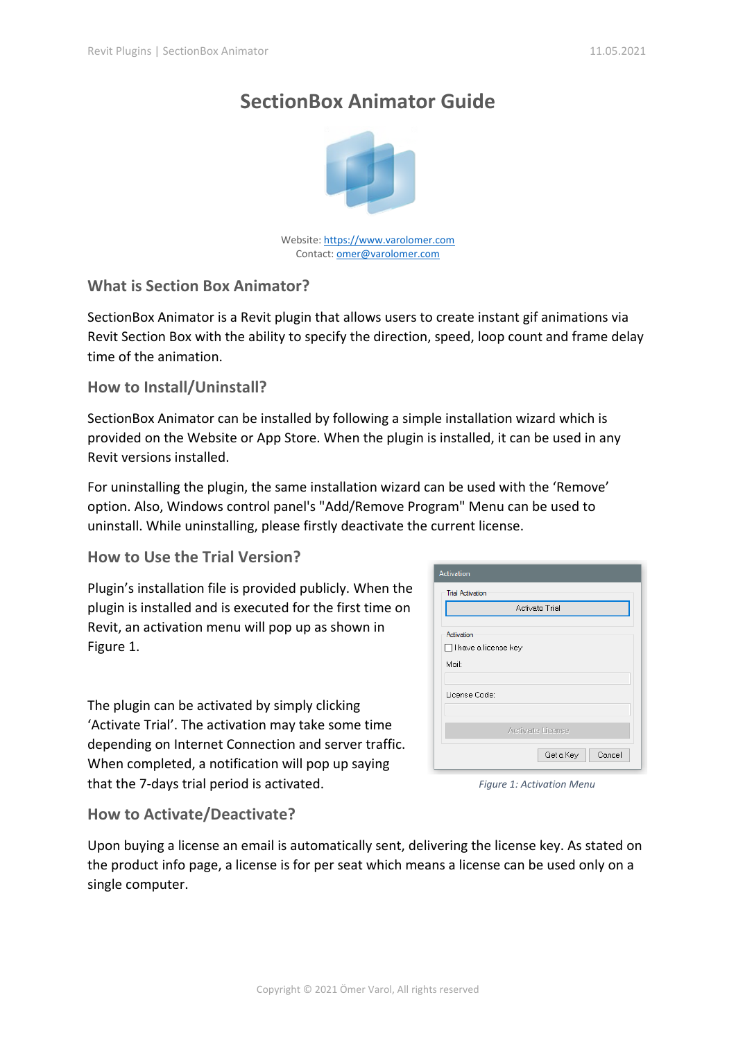# SectionBox Animator Guide

Website: https://www.varolomer.com
Contact: omer@varolomer.com

## What is Section Box Animator?

SectionBox Animator is a Revit plugin that allows users to create instant gif animations via Revit Section Box with the ability to specify the direction, speed, loop count and frame delay time of the animation.

## How to Install/Uninstall?

SectionBox Animator can be installed by following a simple installation wizard which is provided on the Website or App Store. When the plugin is installed, it can be used in any Revit versions installed.

For uninstalling the plugin, the same installation wizard can be used with the 'Remove' option. Also, Windows control panel's "Add/Remove Program" Menu can be used to uninstall. While uninstalling, please firstly deactivate the current license.

## How to Use the Trial Version?

Plugin's installation file is provided publicly. When the plugin is installed and is executed for the first time on Revit, an activation menu will pop up as shown in Figure 1.

The plugin can be activated by simply clicking 'Activate Trial'. The activation may take some time depending on Internet Connection and server traffic. When completed, a notification will pop up saying that the 7-days trial period is activated.

*Figure 1: Activation Menu*

## How to Activate/Deactivate?

Upon buying a license an email is automatically sent, delivering the license key. As stated on the product info page, a license is for per seat which means a license can be used only on a single computer.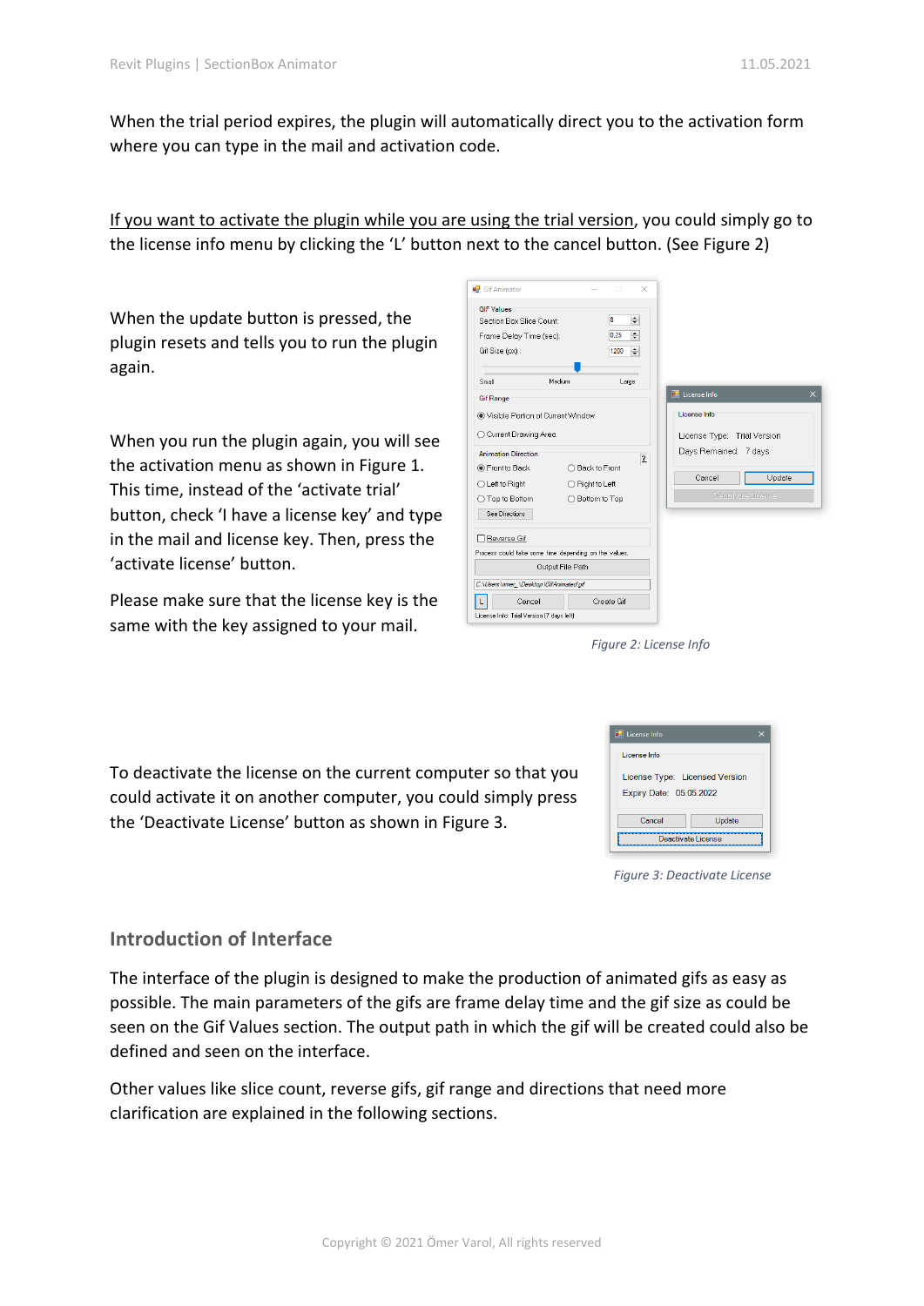When the trial period expires, the plugin will automatically direct you to the activation form where you can type in the mail and activation code.

<u>If you want to activate the plugin while you are using the trial version</u>, you could simply go to the license info menu by clicking the 'L' button next to the cancel button. (See Figure 2)

When the update button is pressed, the plugin resets and tells you to run the plugin again.

When you run the plugin again, you will see the activation menu as shown in Figure 1. This time, instead of the 'activate trial' button, check 'I have a license key' and type in the mail and license key. Then, press the 'activate license' button.

Please make sure that the license key is the same with the key assigned to your mail.

*Figure 2: License Info*

To deactivate the license on the current computer so that you could activate it on another computer, you could simply press the 'Deactivate License' button as shown in Figure 3.

*Figure 3: Deactivate License*

## Introduction of Interface

The interface of the plugin is designed to make the production of animated gifs as easy as possible. The main parameters of the gifs are frame delay time and the gif size as could be seen on the Gif Values section. The output path in which the gif will be created could also be defined and seen on the interface.

Other values like slice count, reverse gifs, gif range and directions that need more clarification are explained in the following sections.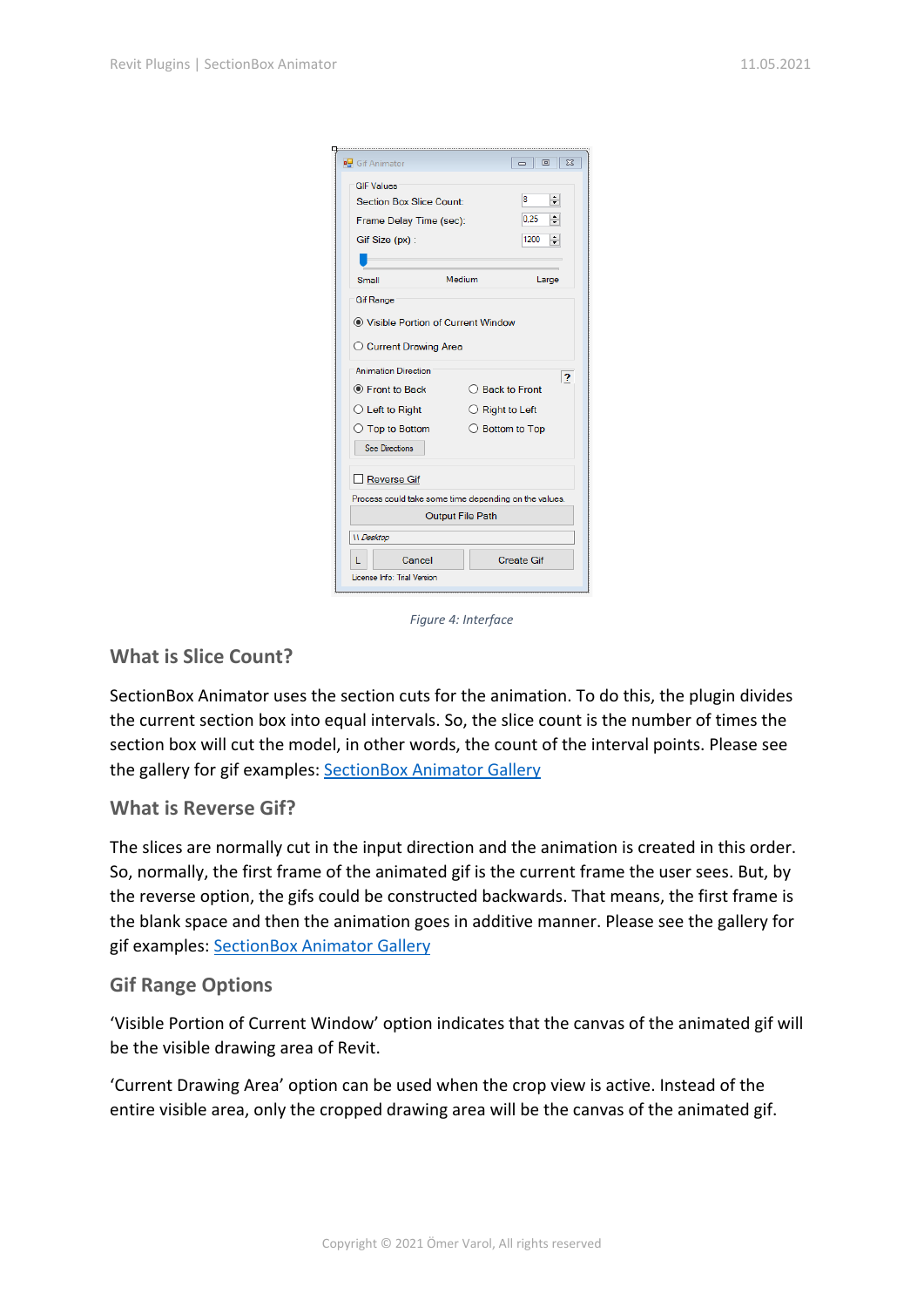Figure 4: Interface

## What is Slice Count?

SectionBox Animator uses the section cuts for the animation. To do this, the plugin divides the current section box into equal intervals. So, the slice count is the number of times the section box will cut the model, in other words, the count of the interval points. Please see the gallery for gif examples: SectionBox Animator Gallery

## What is Reverse Gif?

The slices are normally cut in the input direction and the animation is created in this order. So, normally, the first frame of the animated gif is the current frame the user sees. But, by the reverse option, the gifs could be constructed backwards. That means, the first frame is the blank space and then the animation goes in additive manner. Please see the gallery for gif examples: SectionBox Animator Gallery

## Gif Range Options

'Visible Portion of Current Window' option indicates that the canvas of the animated gif will be the visible drawing area of Revit.

'Current Drawing Area' option can be used when the crop view is active. Instead of the entire visible area, only the cropped drawing area will be the canvas of the animated gif.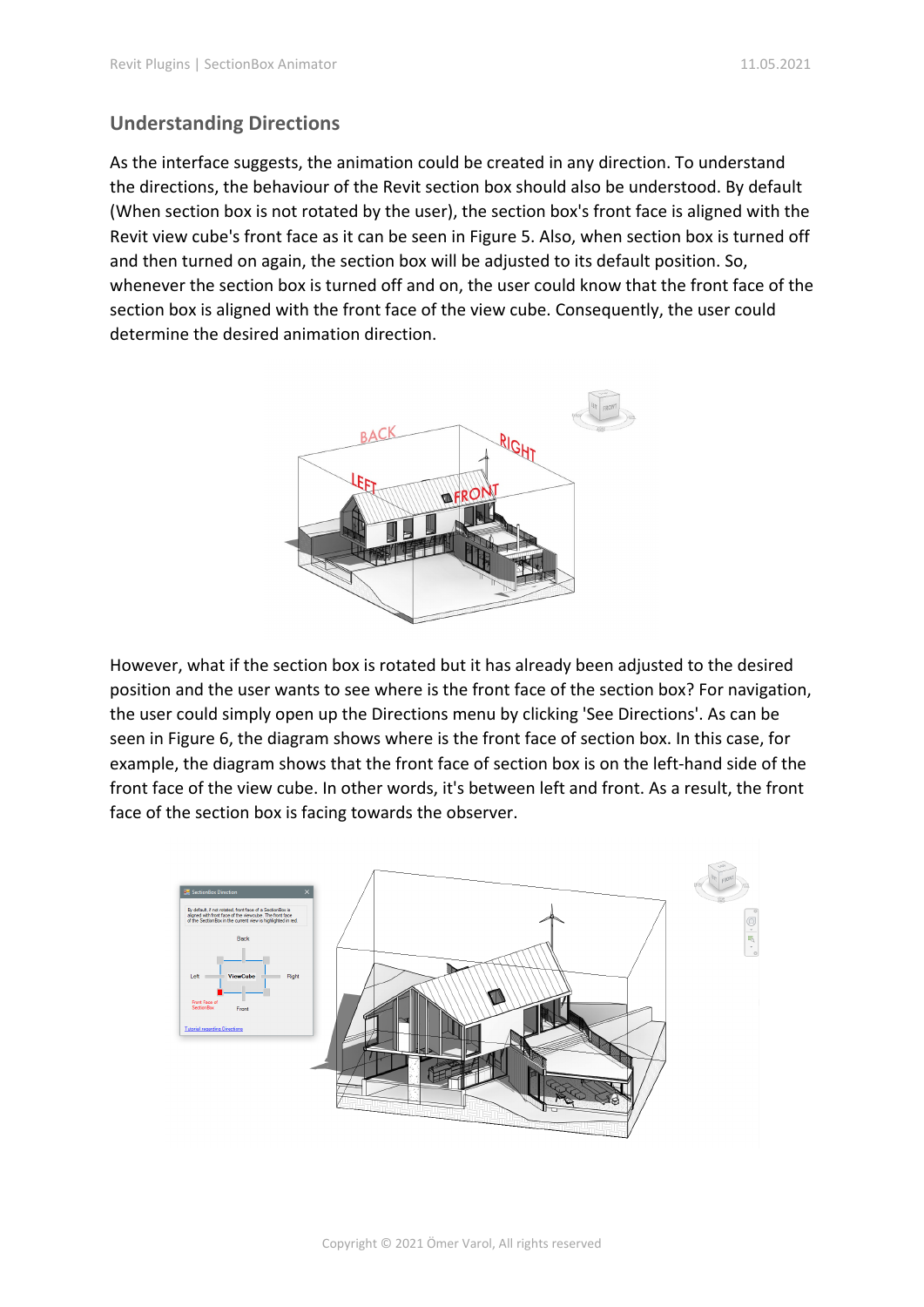## Understanding Directions

As the interface suggests, the animation could be created in any direction. To understand the directions, the behaviour of the Revit section box should also be understood. By default (When section box is not rotated by the user), the section box's front face is aligned with the Revit view cube's front face as it can be seen in Figure 5. Also, when section box is turned off and then turned on again, the section box will be adjusted to its default position. So, whenever the section box is turned off and on, the user could know that the front face of the section box is aligned with the front face of the view cube. Consequently, the user could determine the desired animation direction.

However, what if the section box is rotated but it has already been adjusted to the desired position and the user wants to see where is the front face of the section box? For navigation, the user could simply open up the Directions menu by clicking 'See Directions'. As can be seen in Figure 6, the diagram shows where is the front face of section box. In this case, for example, the diagram shows that the front face of section box is on the left-hand side of the front face of the view cube. In other words, it's between left and front. As a result, the front face of the section box is facing towards the observer.